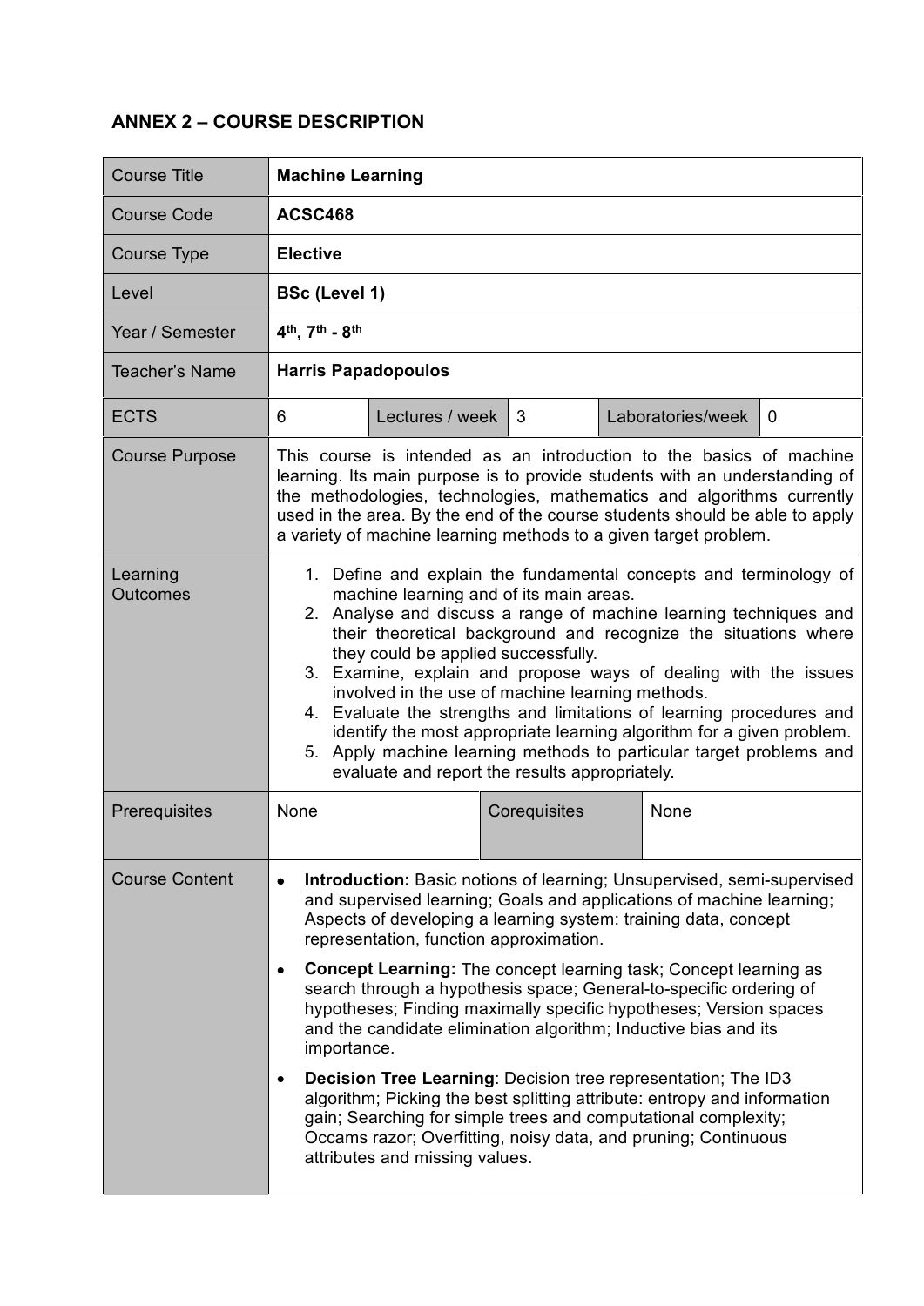## ANNEX 2 – COURSE DESCRIPTION

| Course Title | **Machine Learning** | | | | |
|---|---|---|---|---|---|
| Course Code | **ACSC468** | | | | |
| Course Type | **Elective** | | | | |
| Level | **BSc (Level 1)** | | | | |
| Year / Semester | **4th, 7th - 8th** | | | | |
| Teacher's Name | **Harris Papadopoulos** | | | | |
| ECTS | 6 | Lectures / week | 3 | Laboratories/week | 0 |
| Course Purpose | This course is intended as an introduction to the basics of machine learning. Its main purpose is to provide students with an understanding of the methodologies, technologies, mathematics and algorithms currently used in the area. By the end of the course students should be able to apply a variety of machine learning methods to a given target problem. | | | | |
| Learning Outcomes | 1. Define and explain the fundamental concepts and terminology of machine learning and of its main areas.<br>2. Analyse and discuss a range of machine learning techniques and their theoretical background and recognize the situations where they could be applied successfully.<br>3. Examine, explain and propose ways of dealing with the issues involved in the use of machine learning methods.<br>4. Evaluate the strengths and limitations of learning procedures and identify the most appropriate learning algorithm for a given problem.<br>5. Apply machine learning methods to particular target problems and evaluate and report the results appropriately. | | | | |
| Prerequisites | None | Corequisites | None | | |
| Course Content | • **Introduction:** Basic notions of learning; Unsupervised, semi-supervised and supervised learning; Goals and applications of machine learning; Aspects of developing a learning system: training data, concept representation, function approximation.<br>• **Concept Learning:** The concept learning task; Concept learning as search through a hypothesis space; General-to-specific ordering of hypotheses; Finding maximally specific hypotheses; Version spaces and the candidate elimination algorithm; Inductive bias and its importance.<br>• **Decision Tree Learning**: Decision tree representation; The ID3 algorithm; Picking the best splitting attribute: entropy and information gain; Searching for simple trees and computational complexity; Occams razor; Overfitting, noisy data, and pruning; Continuous attributes and missing values. | | | | |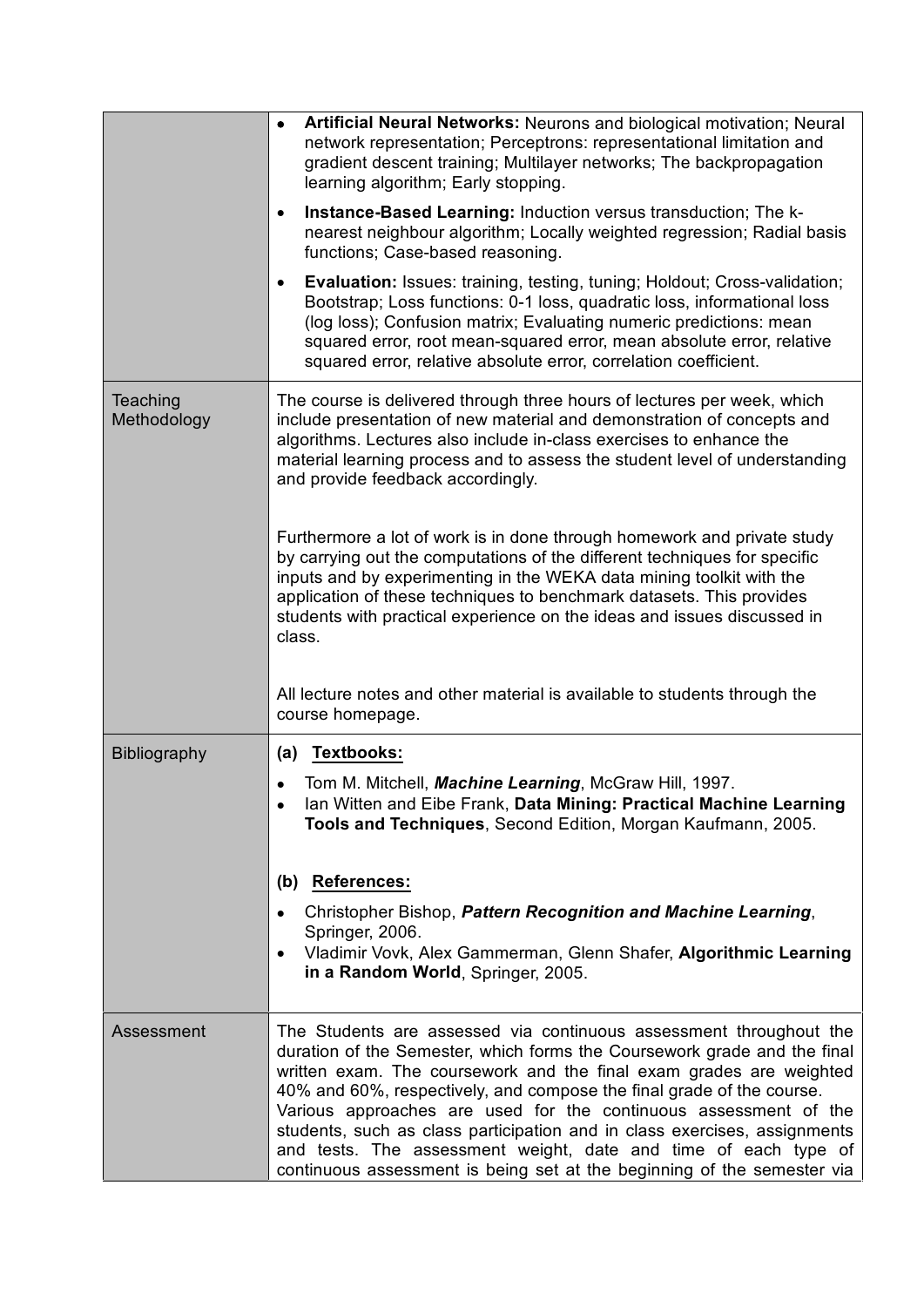| | |
|---|---|
| | <ul><li>**Artificial Neural Networks:** Neurons and biological motivation; Neural network representation; Perceptrons: representational limitation and gradient descent training; Multilayer networks; The backpropagation learning algorithm; Early stopping.</li><li>**Instance-Based Learning:** Induction versus transduction; The k-nearest neighbour algorithm; Locally weighted regression; Radial basis functions; Case-based reasoning.</li><li>**Evaluation:** Issues: training, testing, tuning; Holdout; Cross-validation; Bootstrap; Loss functions: 0-1 loss, quadratic loss, informational loss (log loss); Confusion matrix; Evaluating numeric predictions: mean squared error, root mean-squared error, mean absolute error, relative squared error, relative absolute error, correlation coefficient.</li></ul> |
| Teaching Methodology | The course is delivered through three hours of lectures per week, which include presentation of new material and demonstration of concepts and algorithms. Lectures also include in-class exercises to enhance the material learning process and to assess the student level of understanding and provide feedback accordingly.<br><br>Furthermore a lot of work is in done through homework and private study by carrying out the computations of the different techniques for specific inputs and by experimenting in the WEKA data mining toolkit with the application of these techniques to benchmark datasets. This provides students with practical experience on the ideas and issues discussed in class.<br><br>All lecture notes and other material is available to students through the course homepage. |
| Bibliography | **(a) <u>Textbooks:</u>**<ul><li>Tom M. Mitchell, ***Machine Learning***, McGraw Hill, 1997.</li><li>Ian Witten and Eibe Frank, **Data Mining: Practical Machine Learning Tools and Techniques**, Second Edition, Morgan Kaufmann, 2005.</li></ul>**(b) <u>References:</u>**<ul><li>Christopher Bishop, ***Pattern Recognition and Machine Learning***, Springer, 2006.</li><li>Vladimir Vovk, Alex Gammerman, Glenn Shafer, **Algorithmic Learning in a Random World**, Springer, 2005.</li></ul> |
| Assessment | The Students are assessed via continuous assessment throughout the duration of the Semester, which forms the Coursework grade and the final written exam. The coursework and the final exam grades are weighted 40% and 60%, respectively, and compose the final grade of the course. Various approaches are used for the continuous assessment of the students, such as class participation and in class exercises, assignments and tests. The assessment weight, date and time of each type of continuous assessment is being set at the beginning of the semester via |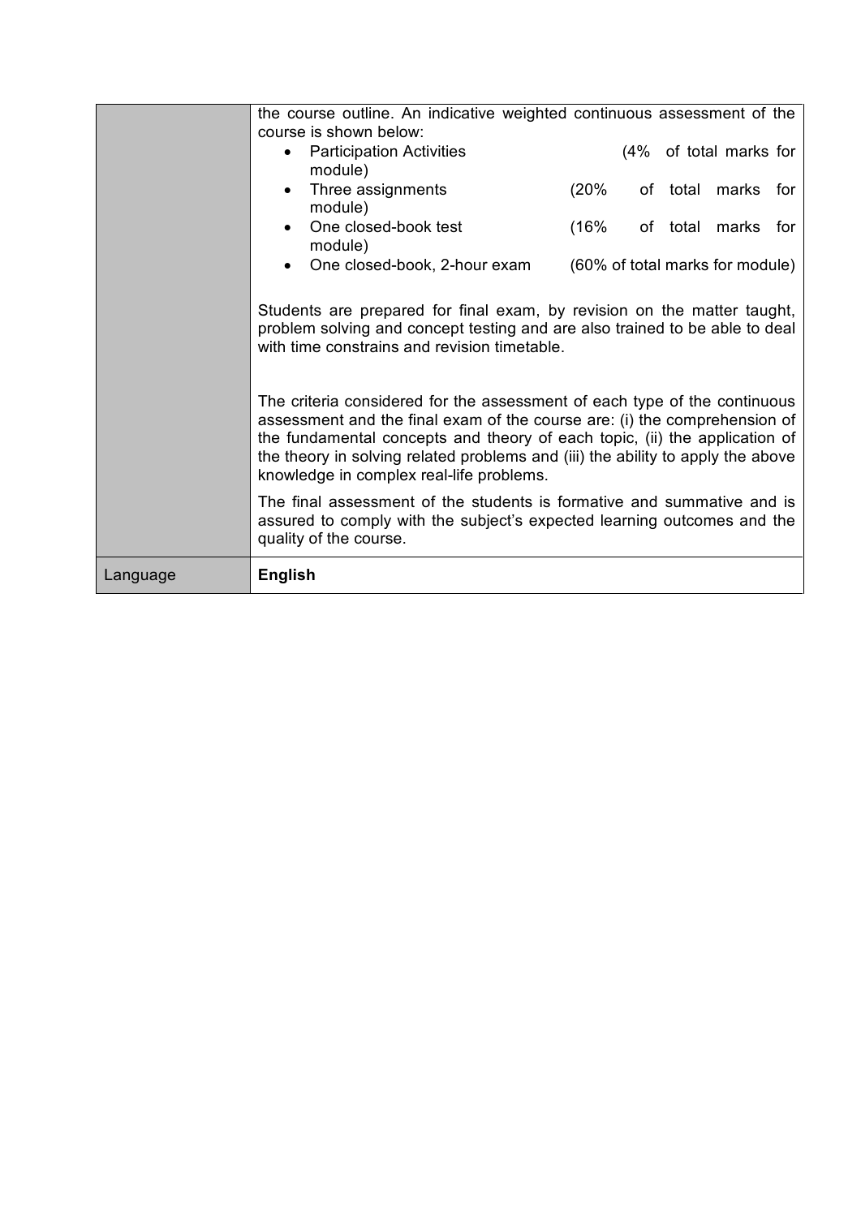| | |
|---|---|
| | the course outline. An indicative weighted continuous assessment of the course is shown below:<br>• Participation Activities (4% of total marks for module)<br>• Three assignments (20% of total marks for module)<br>• One closed-book test (16% of total marks for module)<br>• One closed-book, 2-hour exam (60% of total marks for module)<br><br>Students are prepared for final exam, by revision on the matter taught, problem solving and concept testing and are also trained to be able to deal with time constrains and revision timetable.<br><br>The criteria considered for the assessment of each type of the continuous assessment and the final exam of the course are: (i) the comprehension of the fundamental concepts and theory of each topic, (ii) the application of the theory in solving related problems and (iii) the ability to apply the above knowledge in complex real-life problems.<br><br>The final assessment of the students is formative and summative and is assured to comply with the subject's expected learning outcomes and the quality of the course. |
| Language | **English** |